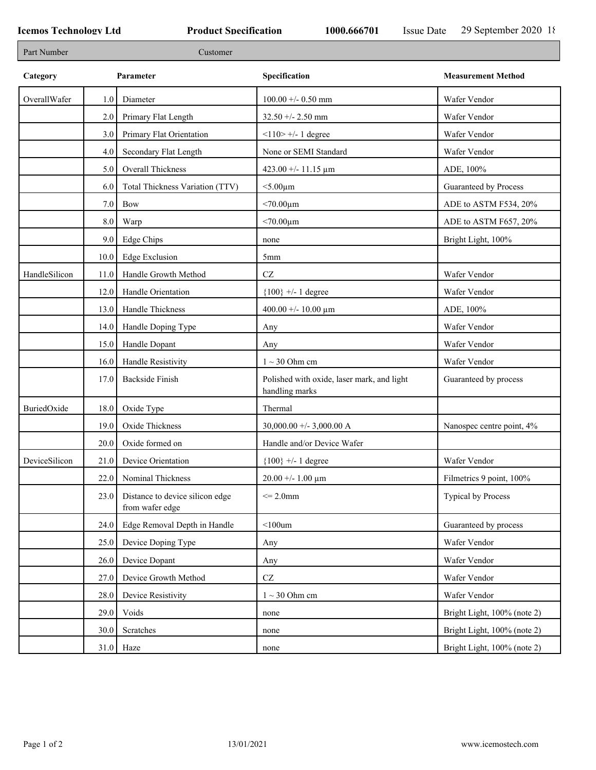**Icemos Technology Ltd** **Product Specification** **1000.666701** Issue Date 29 September 2020 18

| Part Number | Customer |
|---|---|

| Category | | Parameter | Specification | Measurement Method |
|---|---|---|---|---|
| OverallWafer | 1.0 | Diameter | 100.00 +/- 0.50 mm | Wafer Vendor |
| | 2.0 | Primary Flat Length | 32.50 +/- 2.50 mm | Wafer Vendor |
| | 3.0 | Primary Flat Orientation | <110> +/- 1 degree | Wafer Vendor |
| | 4.0 | Secondary Flat Length | None or SEMI Standard | Wafer Vendor |
| | 5.0 | Overall Thickness | 423.00 +/- 11.15 µm | ADE, 100% |
| | 6.0 | Total Thickness Variation (TTV) | <5.00µm | Guaranteed by Process |
| | 7.0 | Bow | <70.00µm | ADE to ASTM F534, 20% |
| | 8.0 | Warp | <70.00µm | ADE to ASTM F657, 20% |
| | 9.0 | Edge Chips | none | Bright Light, 100% |
| | 10.0 | Edge Exclusion | 5mm | |
| HandleSilicon | 11.0 | Handle Growth Method | CZ | Wafer Vendor |
| | 12.0 | Handle Orientation | {100} +/- 1 degree | Wafer Vendor |
| | 13.0 | Handle Thickness | 400.00 +/- 10.00 µm | ADE, 100% |
| | 14.0 | Handle Doping Type | Any | Wafer Vendor |
| | 15.0 | Handle Dopant | Any | Wafer Vendor |
| | 16.0 | Handle Resistivity | 1 ~ 30 Ohm cm | Wafer Vendor |
| | 17.0 | Backside Finish | Polished with oxide, laser mark, and light handling marks | Guaranteed by process |
| BuriedOxide | 18.0 | Oxide Type | Thermal | |
| | 19.0 | Oxide Thickness | 30,000.00 +/- 3,000.00 A | Nanospec centre point, 4% |
| | 20.0 | Oxide formed on | Handle and/or Device Wafer | |
| DeviceSilicon | 21.0 | Device Orientation | {100} +/- 1 degree | Wafer Vendor |
| | 22.0 | Nominal Thickness | 20.00 +/- 1.00 µm | Filmetrics 9 point, 100% |
| | 23.0 | Distance to device silicon edge from wafer edge | <= 2.0mm | Typical by Process |
| | 24.0 | Edge Removal Depth in Handle | <100um | Guaranteed by process |
| | 25.0 | Device Doping Type | Any | Wafer Vendor |
| | 26.0 | Device Dopant | Any | Wafer Vendor |
| | 27.0 | Device Growth Method | CZ | Wafer Vendor |
| | 28.0 | Device Resistivity | 1 ~ 30 Ohm cm | Wafer Vendor |
| | 29.0 | Voids | none | Bright Light, 100% (note 2) |
| | 30.0 | Scratches | none | Bright Light, 100% (note 2) |
| | 31.0 | Haze | none | Bright Light, 100% (note 2) |

13/01/2021 www.icemostech.com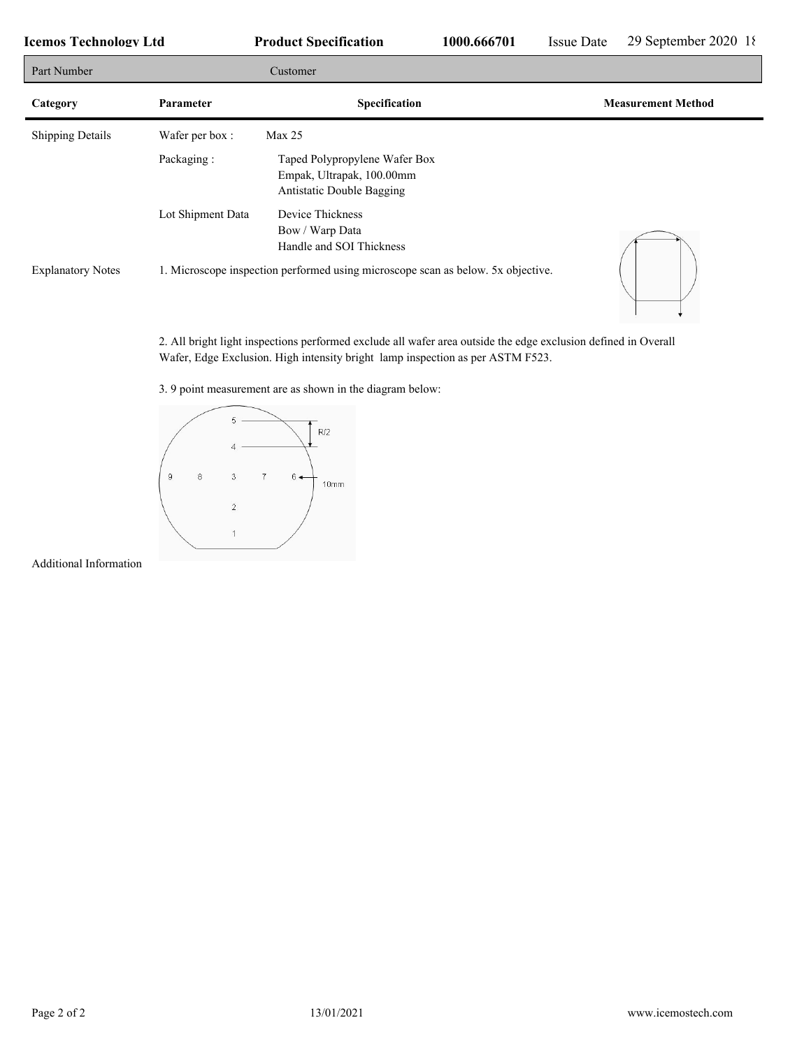| Category | Parameter | Specification | Measurement Method |
|---|---|---|---|
| Shipping Details | Wafer per box : | Max 25 | |
| | Packaging : | Taped Polypropylene Wafer Box<br>Empak, Ultrapak, 100.00mm<br>Antistatic Double Bagging | |
| | Lot Shipment Data | Device Thickness<br>Bow / Warp Data<br>Handle and SOI Thickness | |
| Explanatory Notes | 1. Microscope inspection performed using microscope scan as below. 5x objective. | | |

2. All bright light inspections performed exclude all wafer area outside the edge exclusion defined in Overall Wafer, Edge Exclusion. High intensity bright lamp inspection as per ASTM F523.

3. 9 point measurement are as shown in the diagram below:

5
R/2
4
9 8 3 7 6
10mm
2
1

Additional Information